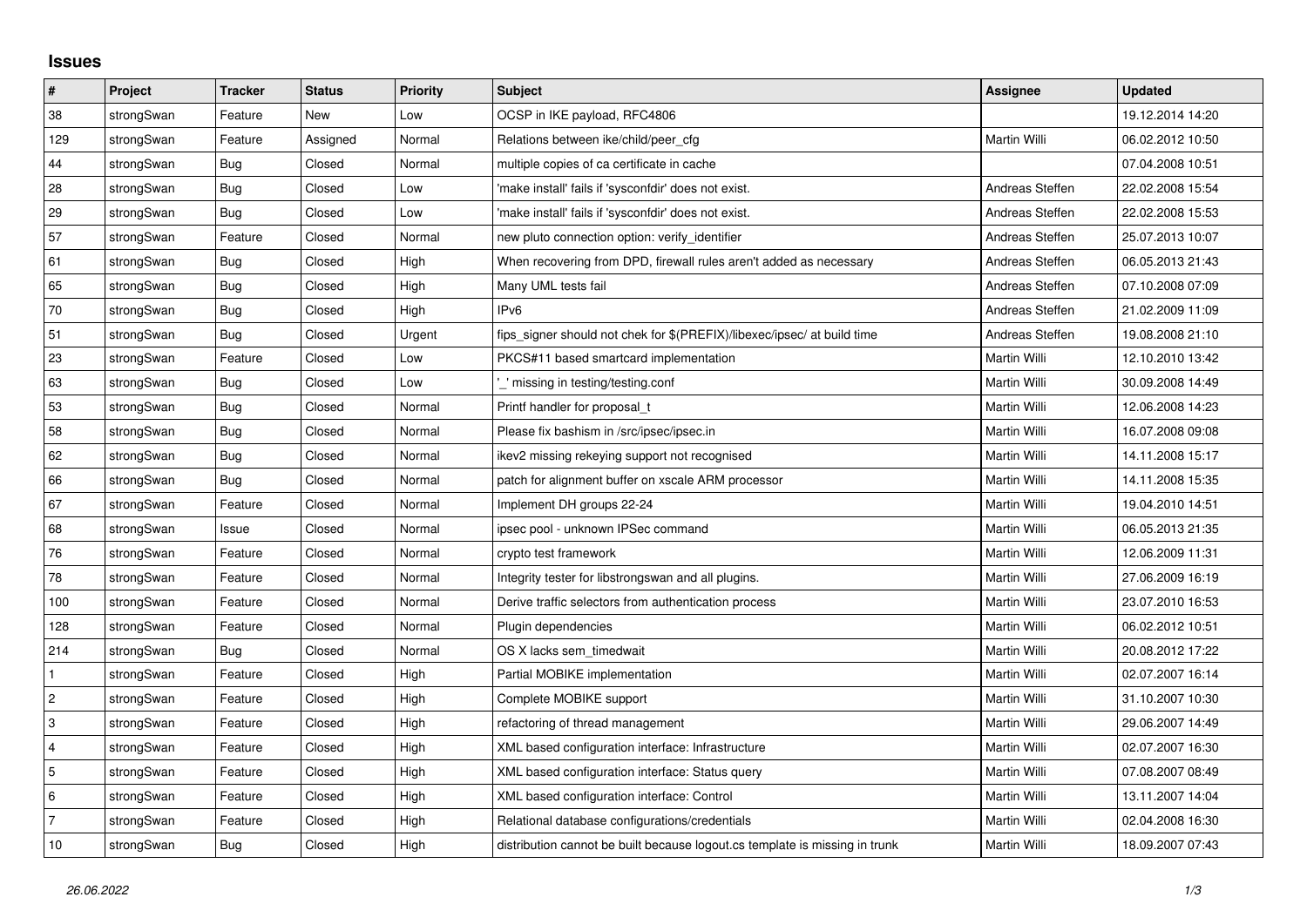# Issues

| # | Project | Tracker | Status | Priority | Subject | Assignee | Updated |
|---|---|---|---|---|---|---|---|
| 38 | strongSwan | Feature | New | Low | OCSP in IKE payload, RFC4806 | | 19.12.2014 14:20 |
| 129 | strongSwan | Feature | Assigned | Normal | Relations between ike/child/peer_cfg | Martin Willi | 06.02.2012 10:50 |
| 44 | strongSwan | Bug | Closed | Normal | multiple copies of ca certificate in cache | | 07.04.2008 10:51 |
| 28 | strongSwan | Bug | Closed | Low | 'make install' fails if 'sysconfdir' does not exist. | Andreas Steffen | 22.02.2008 15:54 |
| 29 | strongSwan | Bug | Closed | Low | 'make install' fails if 'sysconfdir' does not exist. | Andreas Steffen | 22.02.2008 15:53 |
| 57 | strongSwan | Feature | Closed | Normal | new pluto connection option: verify_identifier | Andreas Steffen | 25.07.2013 10:07 |
| 61 | strongSwan | Bug | Closed | High | When recovering from DPD, firewall rules aren't added as necessary | Andreas Steffen | 06.05.2013 21:43 |
| 65 | strongSwan | Bug | Closed | High | Many UML tests fail | Andreas Steffen | 07.10.2008 07:09 |
| 70 | strongSwan | Bug | Closed | High | IPv6 | Andreas Steffen | 21.02.2009 11:09 |
| 51 | strongSwan | Bug | Closed | Urgent | fips_signer should not chek for $(PREFIX)/libexec/ipsec/ at build time | Andreas Steffen | 19.08.2008 21:10 |
| 23 | strongSwan | Feature | Closed | Low | PKCS#11 based smartcard implementation | Martin Willi | 12.10.2010 13:42 |
| 63 | strongSwan | Bug | Closed | Low | '_' missing in testing/testing.conf | Martin Willi | 30.09.2008 14:49 |
| 53 | strongSwan | Bug | Closed | Normal | Printf handler for proposal_t | Martin Willi | 12.06.2008 14:23 |
| 58 | strongSwan | Bug | Closed | Normal | Please fix bashism in /src/ipsec/ipsec.in | Martin Willi | 16.07.2008 09:08 |
| 62 | strongSwan | Bug | Closed | Normal | ikev2 missing rekeying support not recognised | Martin Willi | 14.11.2008 15:17 |
| 66 | strongSwan | Bug | Closed | Normal | patch for alignment buffer on xscale ARM processor | Martin Willi | 14.11.2008 15:35 |
| 67 | strongSwan | Feature | Closed | Normal | Implement DH groups 22-24 | Martin Willi | 19.04.2010 14:51 |
| 68 | strongSwan | Issue | Closed | Normal | ipsec pool - unknown IPSec command | Martin Willi | 06.05.2013 21:35 |
| 76 | strongSwan | Feature | Closed | Normal | crypto test framework | Martin Willi | 12.06.2009 11:31 |
| 78 | strongSwan | Feature | Closed | Normal | Integrity tester for libstrongswan and all plugins. | Martin Willi | 27.06.2009 16:19 |
| 100 | strongSwan | Feature | Closed | Normal | Derive traffic selectors from authentication process | Martin Willi | 23.07.2010 16:53 |
| 128 | strongSwan | Feature | Closed | Normal | Plugin dependencies | Martin Willi | 06.02.2012 10:51 |
| 214 | strongSwan | Bug | Closed | Normal | OS X lacks sem_timedwait | Martin Willi | 20.08.2012 17:22 |
| 1 | strongSwan | Feature | Closed | High | Partial MOBIKE implementation | Martin Willi | 02.07.2007 16:14 |
| 2 | strongSwan | Feature | Closed | High | Complete MOBIKE support | Martin Willi | 31.10.2007 10:30 |
| 3 | strongSwan | Feature | Closed | High | refactoring of thread management | Martin Willi | 29.06.2007 14:49 |
| 4 | strongSwan | Feature | Closed | High | XML based configuration interface: Infrastructure | Martin Willi | 02.07.2007 16:30 |
| 5 | strongSwan | Feature | Closed | High | XML based configuration interface: Status query | Martin Willi | 07.08.2007 08:49 |
| 6 | strongSwan | Feature | Closed | High | XML based configuration interface: Control | Martin Willi | 13.11.2007 14:04 |
| 7 | strongSwan | Feature | Closed | High | Relational database configurations/credentials | Martin Willi | 02.04.2008 16:30 |
| 10 | strongSwan | Bug | Closed | High | distribution cannot be built because logout.cs template is missing in trunk | Martin Willi | 18.09.2007 07:43 |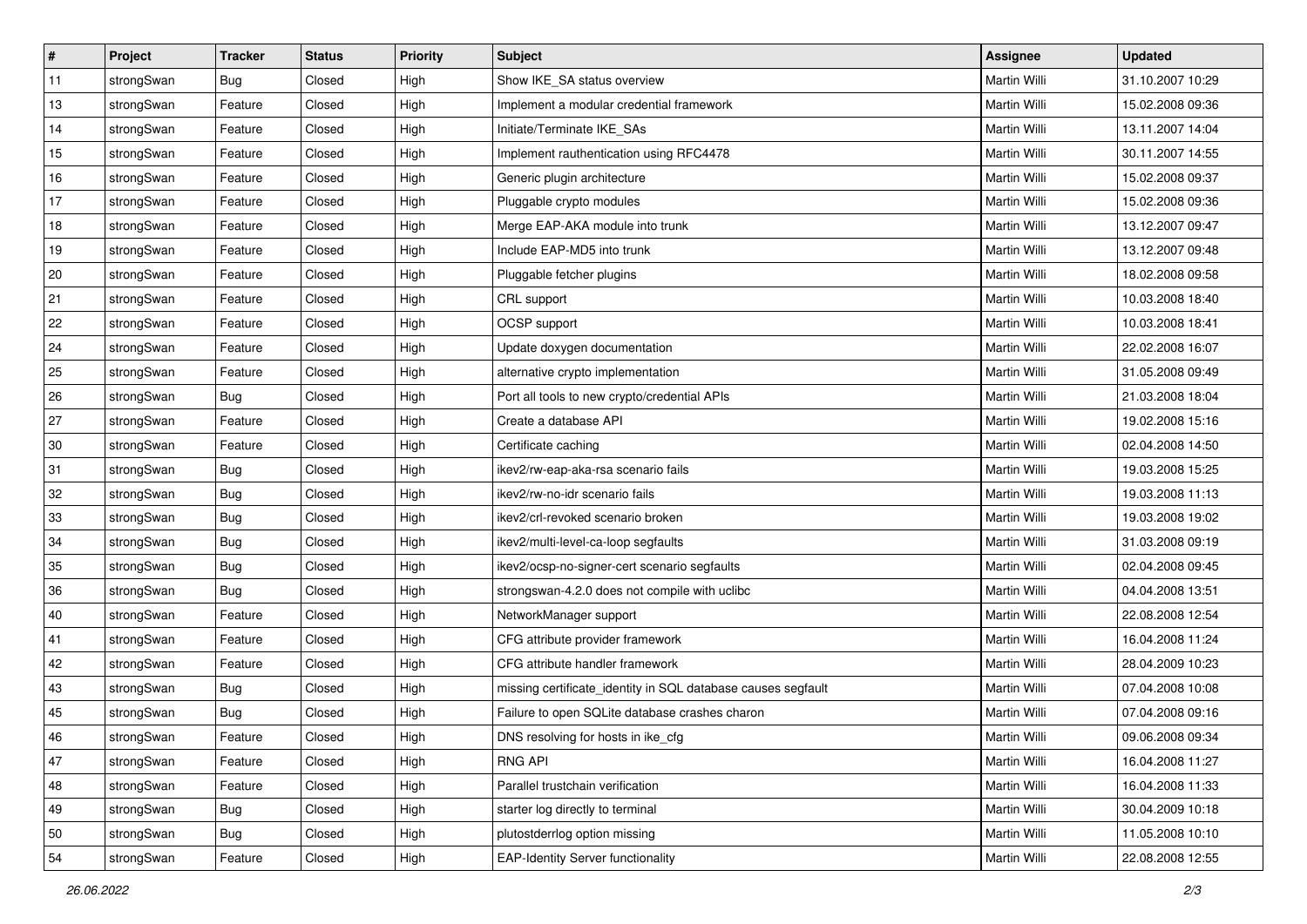| # | Project | Tracker | Status | Priority | Subject | Assignee | Updated |
|---|---|---|---|---|---|---|---|
| 11 | strongSwan | Bug | Closed | High | Show IKE_SA status overview | Martin Willi | 31.10.2007 10:29 |
| 13 | strongSwan | Feature | Closed | High | Implement a modular credential framework | Martin Willi | 15.02.2008 09:36 |
| 14 | strongSwan | Feature | Closed | High | Initiate/Terminate IKE_SAs | Martin Willi | 13.11.2007 14:04 |
| 15 | strongSwan | Feature | Closed | High | Implement rauthentication using RFC4478 | Martin Willi | 30.11.2007 14:55 |
| 16 | strongSwan | Feature | Closed | High | Generic plugin architecture | Martin Willi | 15.02.2008 09:37 |
| 17 | strongSwan | Feature | Closed | High | Pluggable crypto modules | Martin Willi | 15.02.2008 09:36 |
| 18 | strongSwan | Feature | Closed | High | Merge EAP-AKA module into trunk | Martin Willi | 13.12.2007 09:47 |
| 19 | strongSwan | Feature | Closed | High | Include EAP-MD5 into trunk | Martin Willi | 13.12.2007 09:48 |
| 20 | strongSwan | Feature | Closed | High | Pluggable fetcher plugins | Martin Willi | 18.02.2008 09:58 |
| 21 | strongSwan | Feature | Closed | High | CRL support | Martin Willi | 10.03.2008 18:40 |
| 22 | strongSwan | Feature | Closed | High | OCSP support | Martin Willi | 10.03.2008 18:41 |
| 24 | strongSwan | Feature | Closed | High | Update doxygen documentation | Martin Willi | 22.02.2008 16:07 |
| 25 | strongSwan | Feature | Closed | High | alternative crypto implementation | Martin Willi | 31.05.2008 09:49 |
| 26 | strongSwan | Bug | Closed | High | Port all tools to new crypto/credential APIs | Martin Willi | 21.03.2008 18:04 |
| 27 | strongSwan | Feature | Closed | High | Create a database API | Martin Willi | 19.02.2008 15:16 |
| 30 | strongSwan | Feature | Closed | High | Certificate caching | Martin Willi | 02.04.2008 14:50 |
| 31 | strongSwan | Bug | Closed | High | ikev2/rw-eap-aka-rsa scenario fails | Martin Willi | 19.03.2008 15:25 |
| 32 | strongSwan | Bug | Closed | High | ikev2/rw-no-idr scenario fails | Martin Willi | 19.03.2008 11:13 |
| 33 | strongSwan | Bug | Closed | High | ikev2/crl-revoked scenario broken | Martin Willi | 19.03.2008 19:02 |
| 34 | strongSwan | Bug | Closed | High | ikev2/multi-level-ca-loop segfaults | Martin Willi | 31.03.2008 09:19 |
| 35 | strongSwan | Bug | Closed | High | ikev2/ocsp-no-signer-cert scenario segfaults | Martin Willi | 02.04.2008 09:45 |
| 36 | strongSwan | Bug | Closed | High | strongswan-4.2.0 does not compile with uclibc | Martin Willi | 04.04.2008 13:51 |
| 40 | strongSwan | Feature | Closed | High | NetworkManager support | Martin Willi | 22.08.2008 12:54 |
| 41 | strongSwan | Feature | Closed | High | CFG attribute provider framework | Martin Willi | 16.04.2008 11:24 |
| 42 | strongSwan | Feature | Closed | High | CFG attribute handler framework | Martin Willi | 28.04.2009 10:23 |
| 43 | strongSwan | Bug | Closed | High | missing certificate_identity in SQL database causes segfault | Martin Willi | 07.04.2008 10:08 |
| 45 | strongSwan | Bug | Closed | High | Failure to open SQLite database crashes charon | Martin Willi | 07.04.2008 09:16 |
| 46 | strongSwan | Feature | Closed | High | DNS resolving for hosts in ike_cfg | Martin Willi | 09.06.2008 09:34 |
| 47 | strongSwan | Feature | Closed | High | RNG API | Martin Willi | 16.04.2008 11:27 |
| 48 | strongSwan | Feature | Closed | High | Parallel trustchain verification | Martin Willi | 16.04.2008 11:33 |
| 49 | strongSwan | Bug | Closed | High | starter log directly to terminal | Martin Willi | 30.04.2009 10:18 |
| 50 | strongSwan | Bug | Closed | High | plutostderrlog option missing | Martin Willi | 11.05.2008 10:10 |
| 54 | strongSwan | Feature | Closed | High | EAP-Identity Server functionality | Martin Willi | 22.08.2008 12:55 |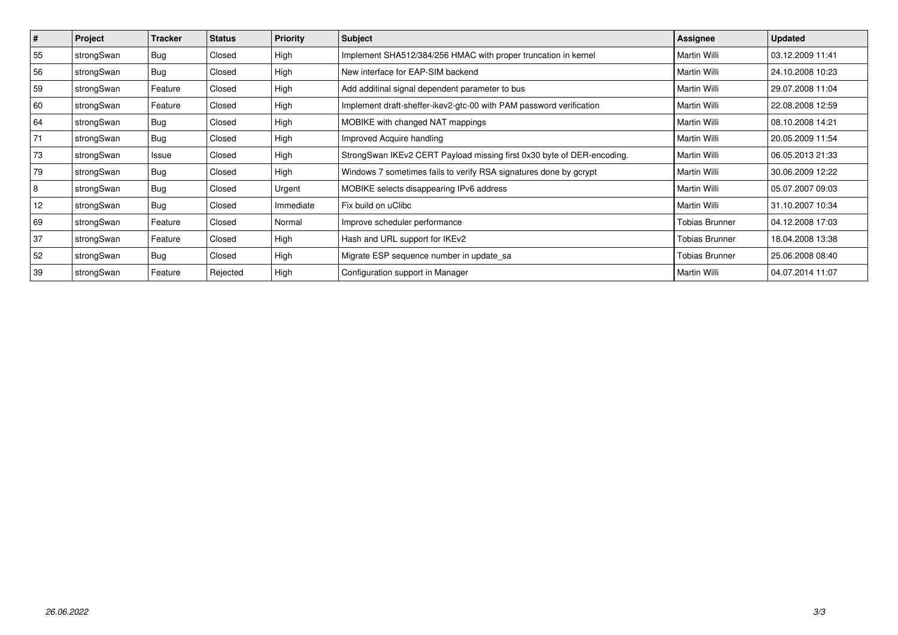| # | Project | Tracker | Status | Priority | Subject | Assignee | Updated |
| --- | --- | --- | --- | --- | --- | --- | --- |
| 55 | strongSwan | Bug | Closed | High | Implement SHA512/384/256 HMAC with proper truncation in kernel | Martin Willi | 03.12.2009 11:41 |
| 56 | strongSwan | Bug | Closed | High | New interface for EAP-SIM backend | Martin Willi | 24.10.2008 10:23 |
| 59 | strongSwan | Feature | Closed | High | Add additinal signal dependent parameter to bus | Martin Willi | 29.07.2008 11:04 |
| 60 | strongSwan | Feature | Closed | High | Implement draft-sheffer-ikev2-gtc-00 with PAM password verification | Martin Willi | 22.08.2008 12:59 |
| 64 | strongSwan | Bug | Closed | High | MOBIKE with changed NAT mappings | Martin Willi | 08.10.2008 14:21 |
| 71 | strongSwan | Bug | Closed | High | Improved Acquire handling | Martin Willi | 20.05.2009 11:54 |
| 73 | strongSwan | Issue | Closed | High | StrongSwan IKEv2 CERT Payload missing first 0x30 byte of DER-encoding. | Martin Willi | 06.05.2013 21:33 |
| 79 | strongSwan | Bug | Closed | High | Windows 7 sometimes fails to verify RSA signatures done by gcrypt | Martin Willi | 30.06.2009 12:22 |
| 8 | strongSwan | Bug | Closed | Urgent | MOBIKE selects disappearing IPv6 address | Martin Willi | 05.07.2007 09:03 |
| 12 | strongSwan | Bug | Closed | Immediate | Fix build on uClibc | Martin Willi | 31.10.2007 10:34 |
| 69 | strongSwan | Feature | Closed | Normal | Improve scheduler performance | Tobias Brunner | 04.12.2008 17:03 |
| 37 | strongSwan | Feature | Closed | High | Hash and URL support for IKEv2 | Tobias Brunner | 18.04.2008 13:38 |
| 52 | strongSwan | Bug | Closed | High | Migrate ESP sequence number in update_sa | Tobias Brunner | 25.06.2008 08:40 |
| 39 | strongSwan | Feature | Rejected | High | Configuration support in Manager | Martin Willi | 04.07.2014 11:07 |